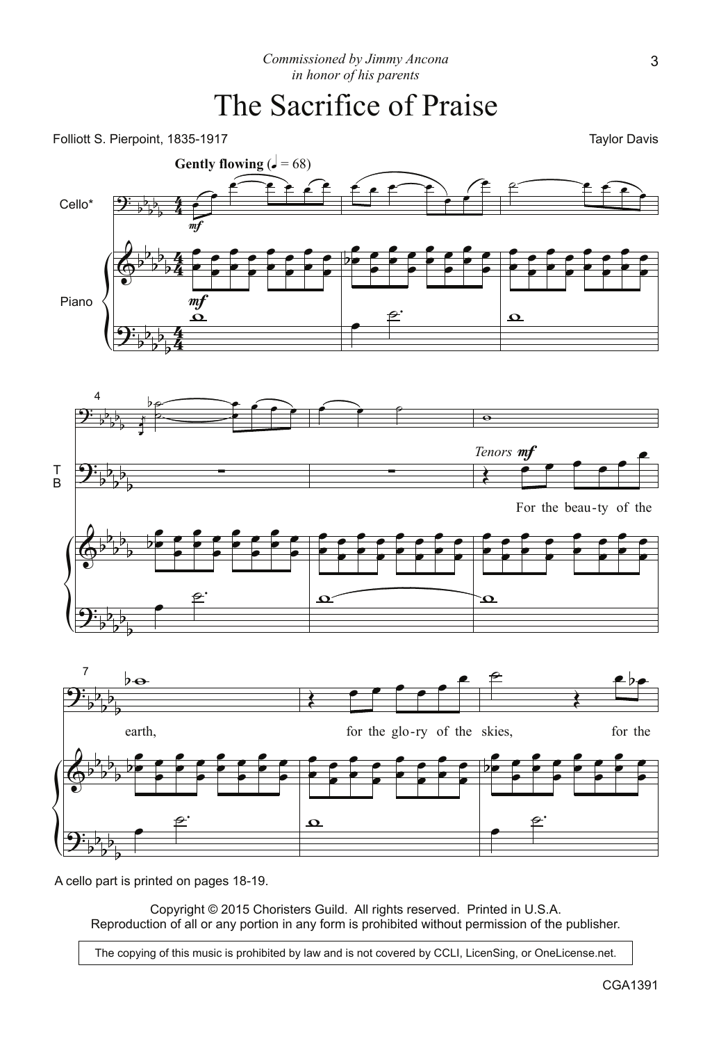*Commissioned by Jimmy Ancona*
*in honor of his parents*

# The Sacrifice of Praise

Folliott S. Pierpoint, 1835-1917

Taylor Davis

**Gently flowing** (♩ = 68)

Cello*

Piano

T
B

*Tenors* **mf**

For the beau-ty of the earth, for the glo-ry of the skies, for the

A cello part is printed on pages 18-19.

Copyright © 2015 Choristers Guild. All rights reserved. Printed in U.S.A.
Reproduction of all or any portion in any form is prohibited without permission of the publisher.

The copying of this music is prohibited by law and is not covered by CCLI, LicenSing, or OneLicense.net.

CGA1391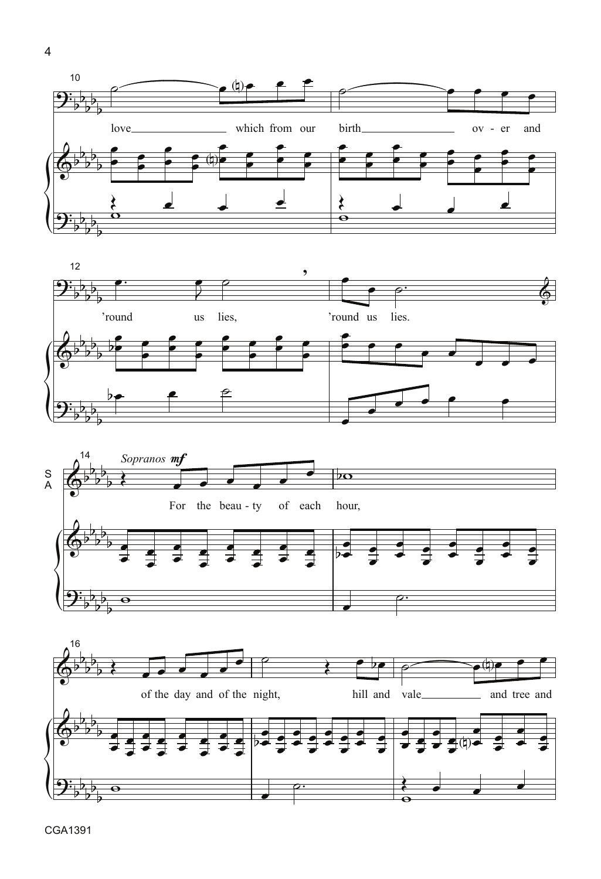10

love which from our birth over and

12

'round us lies, 'round us lies.

14 *Sopranos* ***mf***

S
A

For the beau - ty of each hour,

16

of the day and of the night, hill and vale and tree and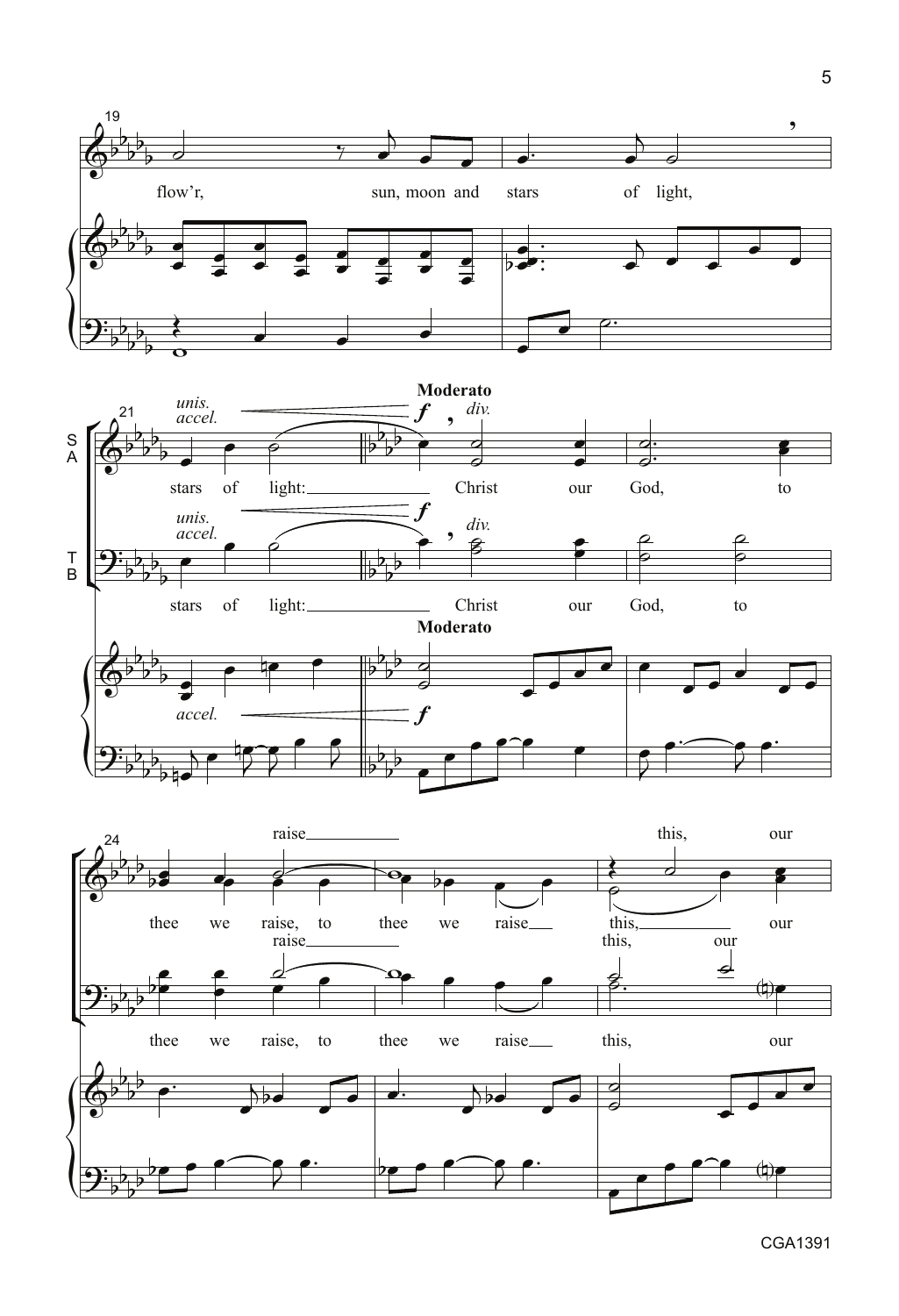19

flow'r, sun, moon and stars of light,

21

*unis.* *accel.*

**Moderato** *f* *div.*

S A

stars of light: Christ our God, to

*unis.* *accel.* *f* *div.*

T B

stars of light: Christ our God, to

**Moderato**

*accel.* *f*

24

raise this, our

thee we raise, to thee we raise this, our

raise this, our

thee we raise, to thee we raise this, our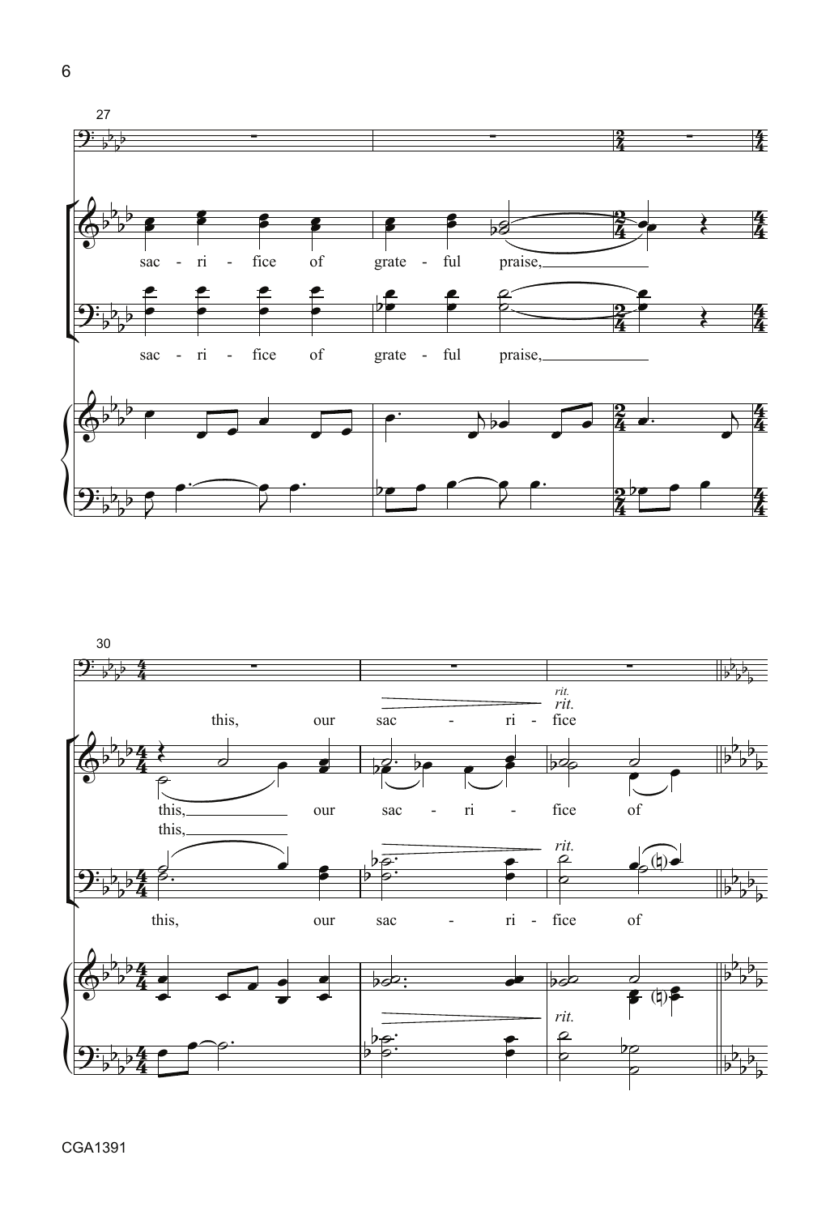27

sac - ri - fice of grate - ful praise,

sac - ri - fice of grate - ful praise,

30

this, our sac - ri - fice

*rit.*

this, our sac - ri - fice of

this,

*rit.*

this, our sac - ri - fice of

*rit.*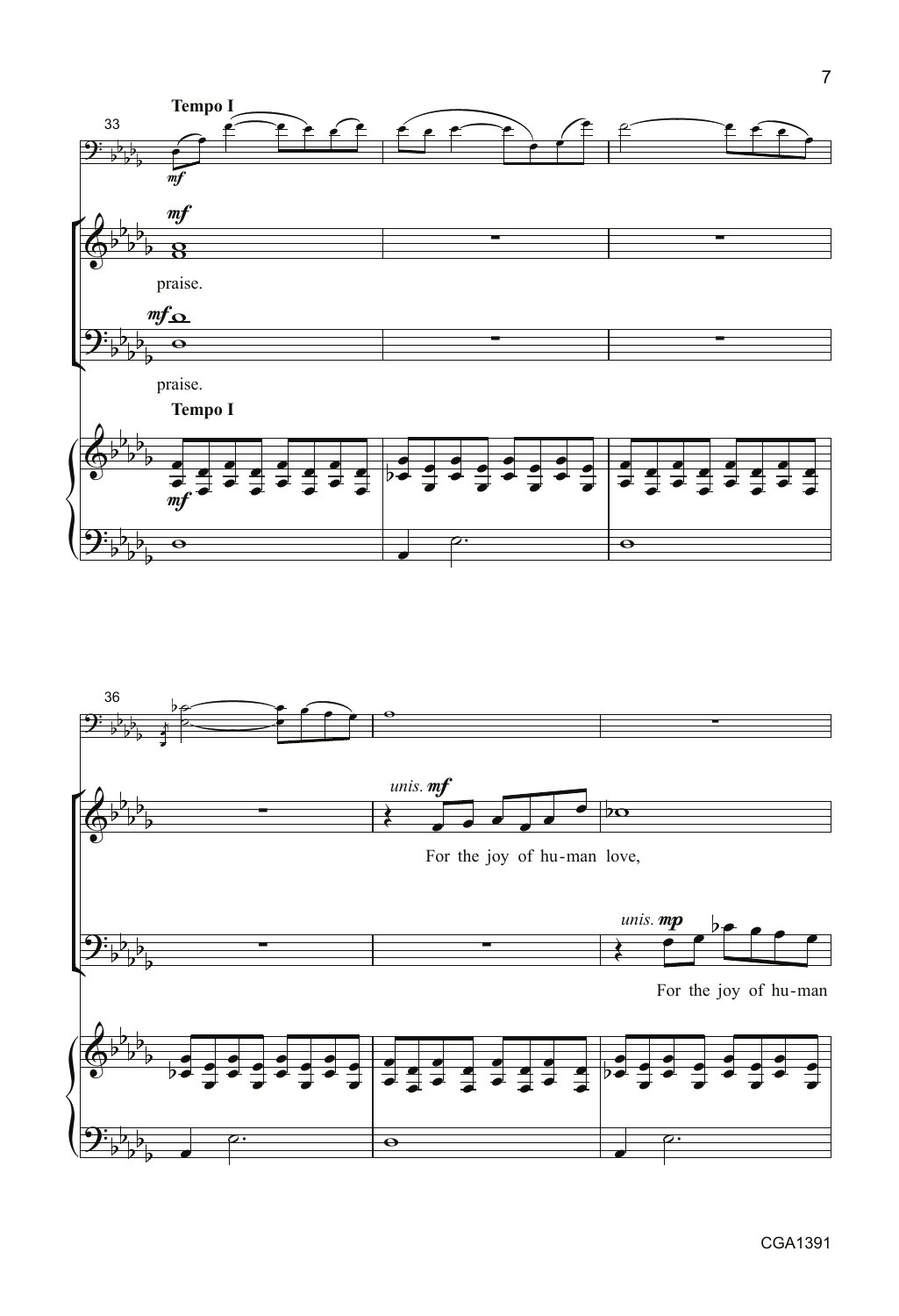33

**Tempo I**

*mf*

*mf*

praise.

*mf*

praise.

**Tempo I**

*mf*

36

*unis.* *mf*

For the joy of hu-man love,

*unis.* *mp*

For the joy of hu-man